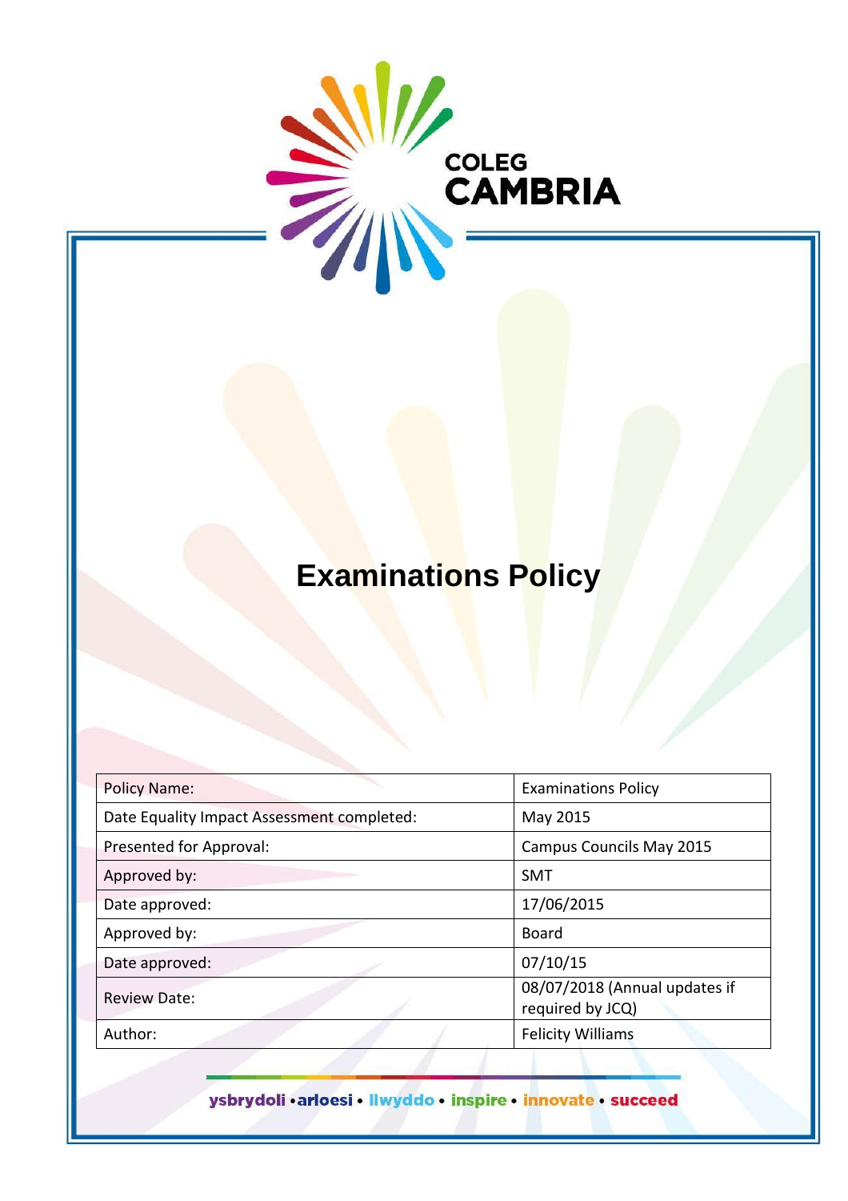COLEG CAMBRIA

# Examinations Policy

| Policy Name: | Examinations Policy |
|---|---|
| Date Equality Impact Assessment completed: | May 2015 |
| Presented for Approval: | Campus Councils May 2015 |
| Approved by: | SMT |
| Date approved: | 17/06/2015 |
| Approved by: | Board |
| Date approved: | 07/10/15 |
| Review Date: | 08/07/2018 (Annual updates if required by JCQ) |
| Author: | Felicity Williams |

ysbrydoli • arloesi • llwyddo • inspire • innovate • succeed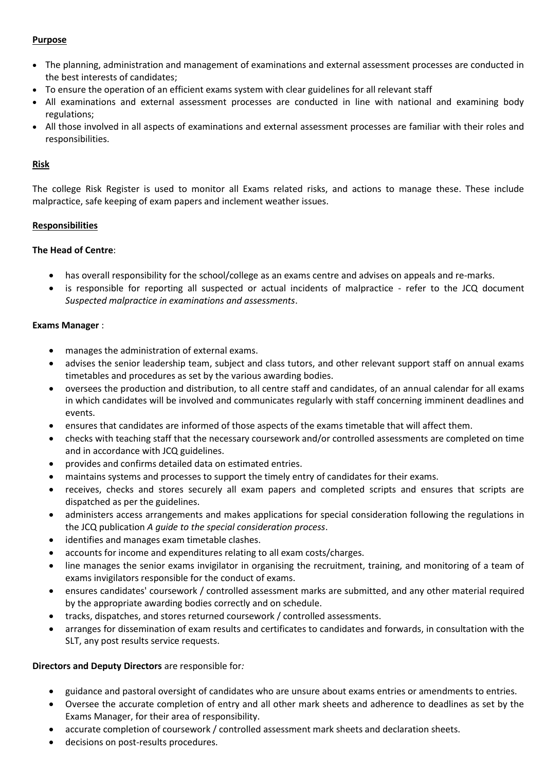**Purpose**

- The planning, administration and management of examinations and external assessment processes are conducted in the best interests of candidates;
- To ensure the operation of an efficient exams system with clear guidelines for all relevant staff
- All examinations and external assessment processes are conducted in line with national and examining body regulations;
- All those involved in all aspects of examinations and external assessment processes are familiar with their roles and responsibilities.

**Risk**

The college Risk Register is used to monitor all Exams related risks, and actions to manage these. These include malpractice, safe keeping of exam papers and inclement weather issues.

**Responsibilities**

**The Head of Centre**:

- has overall responsibility for the school/college as an exams centre and advises on appeals and re-marks.
- is responsible for reporting all suspected or actual incidents of malpractice - refer to the JCQ document *Suspected malpractice in examinations and assessments*.

**Exams Manager** :

- manages the administration of external exams.
- advises the senior leadership team, subject and class tutors, and other relevant support staff on annual exams timetables and procedures as set by the various awarding bodies.
- oversees the production and distribution, to all centre staff and candidates, of an annual calendar for all exams in which candidates will be involved and communicates regularly with staff concerning imminent deadlines and events.
- ensures that candidates are informed of those aspects of the exams timetable that will affect them.
- checks with teaching staff that the necessary coursework and/or controlled assessments are completed on time and in accordance with JCQ guidelines.
- provides and confirms detailed data on estimated entries.
- maintains systems and processes to support the timely entry of candidates for their exams.
- receives, checks and stores securely all exam papers and completed scripts and ensures that scripts are dispatched as per the guidelines.
- administers access arrangements and makes applications for special consideration following the regulations in the JCQ publication *A guide to the special consideration process*.
- identifies and manages exam timetable clashes.
- accounts for income and expenditures relating to all exam costs/charges.
- line manages the senior exams invigilator in organising the recruitment, training, and monitoring of a team of exams invigilators responsible for the conduct of exams.
- ensures candidates' coursework / controlled assessment marks are submitted, and any other material required by the appropriate awarding bodies correctly and on schedule.
- tracks, dispatches, and stores returned coursework / controlled assessments.
- arranges for dissemination of exam results and certificates to candidates and forwards, in consultation with the SLT, any post results service requests.

**Directors and Deputy Directors** are responsible for*:*

- guidance and pastoral oversight of candidates who are unsure about exams entries or amendments to entries.
- Oversee the accurate completion of entry and all other mark sheets and adherence to deadlines as set by the Exams Manager, for their area of responsibility.
- accurate completion of coursework / controlled assessment mark sheets and declaration sheets.
- decisions on post-results procedures.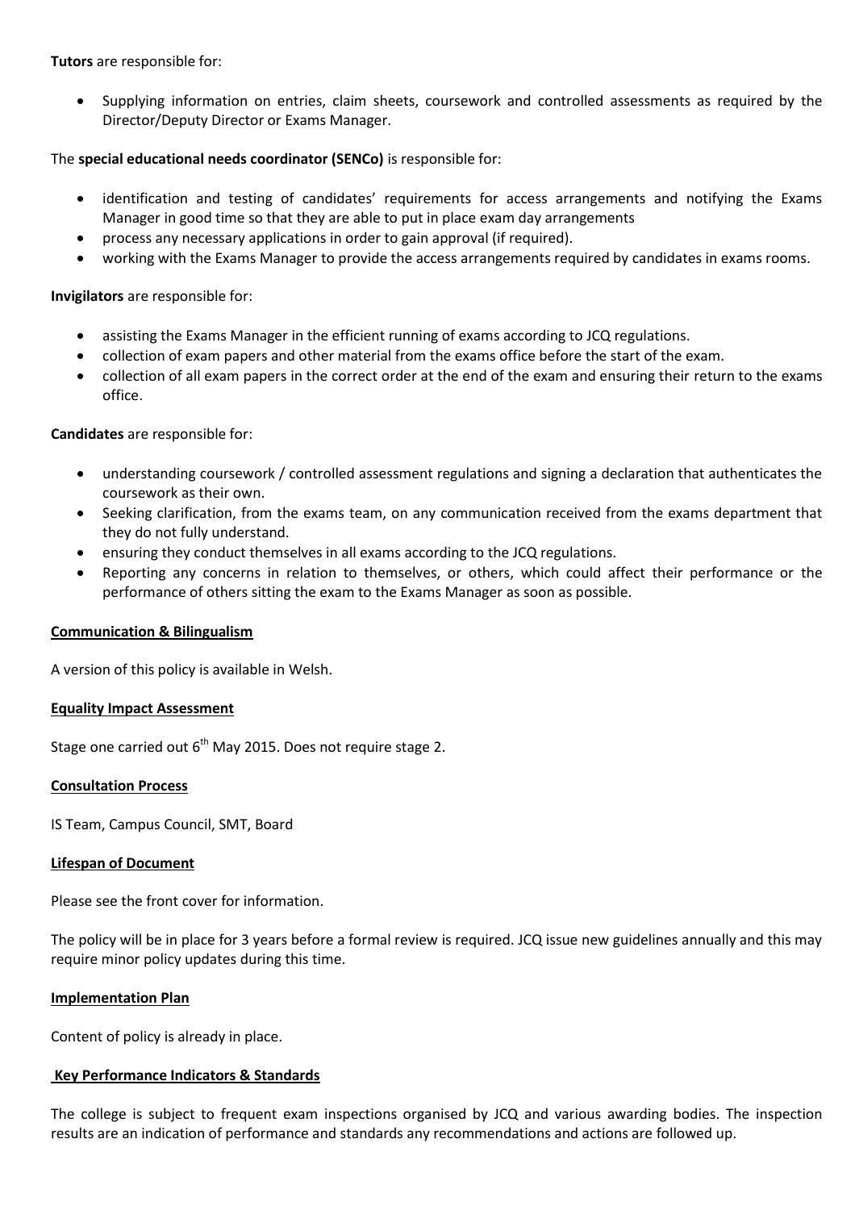**Tutors** are responsible for:

- Supplying information on entries, claim sheets, coursework and controlled assessments as required by the Director/Deputy Director or Exams Manager.

The **special educational needs coordinator (SENCo)** is responsible for:

- identification and testing of candidates' requirements for access arrangements and notifying the Exams Manager in good time so that they are able to put in place exam day arrangements
- process any necessary applications in order to gain approval (if required).
- working with the Exams Manager to provide the access arrangements required by candidates in exams rooms.

**Invigilators** are responsible for:

- assisting the Exams Manager in the efficient running of exams according to JCQ regulations.
- collection of exam papers and other material from the exams office before the start of the exam.
- collection of all exam papers in the correct order at the end of the exam and ensuring their return to the exams office.

**Candidates** are responsible for:

- understanding coursework / controlled assessment regulations and signing a declaration that authenticates the coursework as their own.
- Seeking clarification, from the exams team, on any communication received from the exams department that they do not fully understand.
- ensuring they conduct themselves in all exams according to the JCQ regulations.
- Reporting any concerns in relation to themselves, or others, which could affect their performance or the performance of others sitting the exam to the Exams Manager as soon as possible.

**Communication & Bilingualism**

A version of this policy is available in Welsh.

**Equality Impact Assessment**

Stage one carried out 6th May 2015. Does not require stage 2.

**Consultation Process**

IS Team, Campus Council, SMT, Board

**Lifespan of Document**

Please see the front cover for information.

The policy will be in place for 3 years before a formal review is required. JCQ issue new guidelines annually and this may require minor policy updates during this time.

**Implementation Plan**

Content of policy is already in place.

**Key Performance Indicators & Standards**

The college is subject to frequent exam inspections organised by JCQ and various awarding bodies. The inspection results are an indication of performance and standards any recommendations and actions are followed up.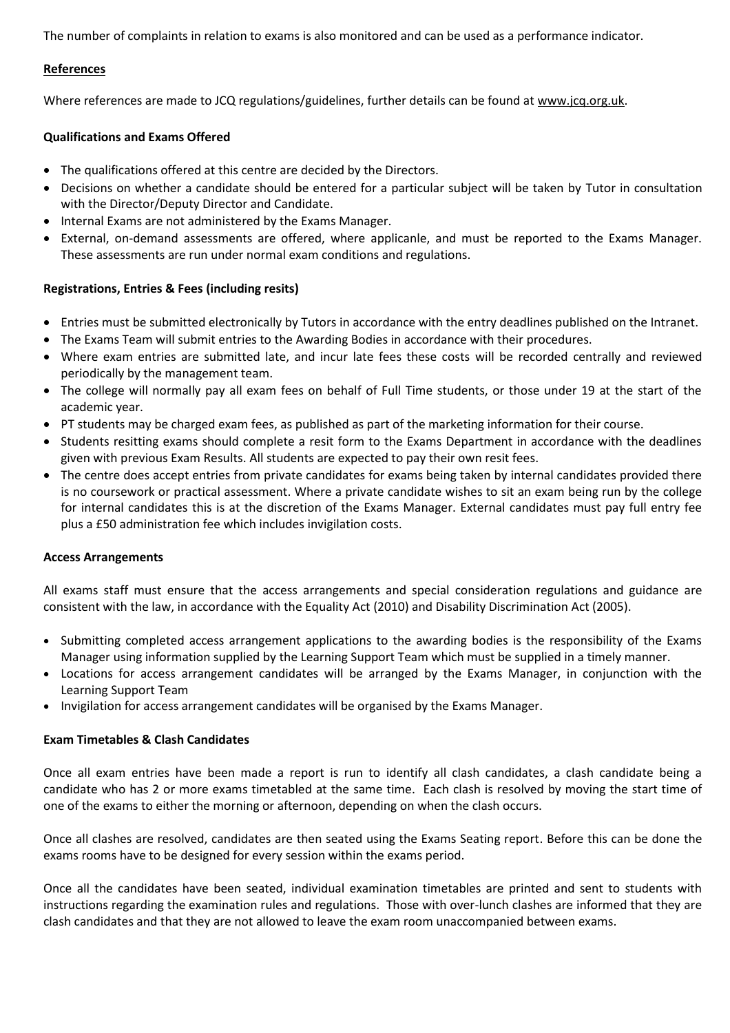The number of complaints in relation to exams is also monitored and can be used as a performance indicator.

## References

Where references are made to JCQ regulations/guidelines, further details can be found at www.jcq.org.uk.

## Qualifications and Exams Offered

- The qualifications offered at this centre are decided by the Directors.
- Decisions on whether a candidate should be entered for a particular subject will be taken by Tutor in consultation with the Director/Deputy Director and Candidate.
- Internal Exams are not administered by the Exams Manager.
- External, on-demand assessments are offered, where applicanle, and must be reported to the Exams Manager. These assessments are run under normal exam conditions and regulations.

## Registrations, Entries & Fees (including resits)

- Entries must be submitted electronically by Tutors in accordance with the entry deadlines published on the Intranet.
- The Exams Team will submit entries to the Awarding Bodies in accordance with their procedures.
- Where exam entries are submitted late, and incur late fees these costs will be recorded centrally and reviewed periodically by the management team.
- The college will normally pay all exam fees on behalf of Full Time students, or those under 19 at the start of the academic year.
- PT students may be charged exam fees, as published as part of the marketing information for their course.
- Students resitting exams should complete a resit form to the Exams Department in accordance with the deadlines given with previous Exam Results. All students are expected to pay their own resit fees.
- The centre does accept entries from private candidates for exams being taken by internal candidates provided there is no coursework or practical assessment. Where a private candidate wishes to sit an exam being run by the college for internal candidates this is at the discretion of the Exams Manager. External candidates must pay full entry fee plus a £50 administration fee which includes invigilation costs.

## Access Arrangements

All exams staff must ensure that the access arrangements and special consideration regulations and guidance are consistent with the law, in accordance with the Equality Act (2010) and Disability Discrimination Act (2005).

- Submitting completed access arrangement applications to the awarding bodies is the responsibility of the Exams Manager using information supplied by the Learning Support Team which must be supplied in a timely manner.
- Locations for access arrangement candidates will be arranged by the Exams Manager, in conjunction with the Learning Support Team
- Invigilation for access arrangement candidates will be organised by the Exams Manager.

## Exam Timetables & Clash Candidates

Once all exam entries have been made a report is run to identify all clash candidates, a clash candidate being a candidate who has 2 or more exams timetabled at the same time. Each clash is resolved by moving the start time of one of the exams to either the morning or afternoon, depending on when the clash occurs.

Once all clashes are resolved, candidates are then seated using the Exams Seating report. Before this can be done the exams rooms have to be designed for every session within the exams period.

Once all the candidates have been seated, individual examination timetables are printed and sent to students with instructions regarding the examination rules and regulations. Those with over-lunch clashes are informed that they are clash candidates and that they are not allowed to leave the exam room unaccompanied between exams.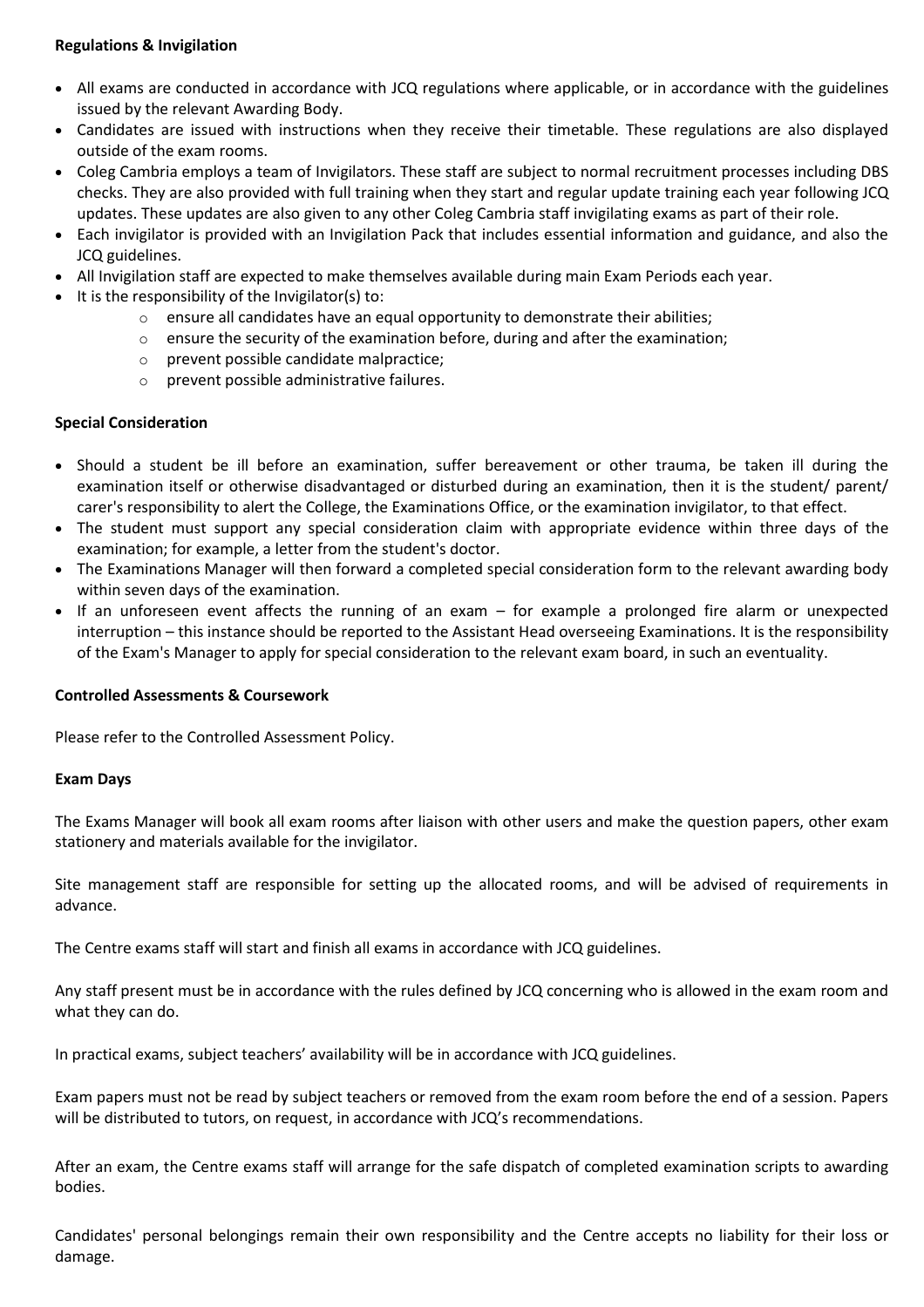**Regulations & Invigilation**

- All exams are conducted in accordance with JCQ regulations where applicable, or in accordance with the guidelines issued by the relevant Awarding Body.
- Candidates are issued with instructions when they receive their timetable. These regulations are also displayed outside of the exam rooms.
- Coleg Cambria employs a team of Invigilators. These staff are subject to normal recruitment processes including DBS checks. They are also provided with full training when they start and regular update training each year following JCQ updates. These updates are also given to any other Coleg Cambria staff invigilating exams as part of their role.
- Each invigilator is provided with an Invigilation Pack that includes essential information and guidance, and also the JCQ guidelines.
- All Invigilation staff are expected to make themselves available during main Exam Periods each year.
- It is the responsibility of the Invigilator(s) to:
    - ensure all candidates have an equal opportunity to demonstrate their abilities;
    - ensure the security of the examination before, during and after the examination;
    - prevent possible candidate malpractice;
    - prevent possible administrative failures.

**Special Consideration**

- Should a student be ill before an examination, suffer bereavement or other trauma, be taken ill during the examination itself or otherwise disadvantaged or disturbed during an examination, then it is the student/ parent/ carer's responsibility to alert the College, the Examinations Office, or the examination invigilator, to that effect.
- The student must support any special consideration claim with appropriate evidence within three days of the examination; for example, a letter from the student's doctor.
- The Examinations Manager will then forward a completed special consideration form to the relevant awarding body within seven days of the examination.
- If an unforeseen event affects the running of an exam – for example a prolonged fire alarm or unexpected interruption – this instance should be reported to the Assistant Head overseeing Examinations. It is the responsibility of the Exam's Manager to apply for special consideration to the relevant exam board, in such an eventuality.

**Controlled Assessments & Coursework**

Please refer to the Controlled Assessment Policy.

**Exam Days**

The Exams Manager will book all exam rooms after liaison with other users and make the question papers, other exam stationery and materials available for the invigilator.

Site management staff are responsible for setting up the allocated rooms, and will be advised of requirements in advance.

The Centre exams staff will start and finish all exams in accordance with JCQ guidelines.

Any staff present must be in accordance with the rules defined by JCQ concerning who is allowed in the exam room and what they can do.

In practical exams, subject teachers' availability will be in accordance with JCQ guidelines.

Exam papers must not be read by subject teachers or removed from the exam room before the end of a session. Papers will be distributed to tutors, on request, in accordance with JCQ's recommendations.

After an exam, the Centre exams staff will arrange for the safe dispatch of completed examination scripts to awarding bodies.

Candidates' personal belongings remain their own responsibility and the Centre accepts no liability for their loss or damage.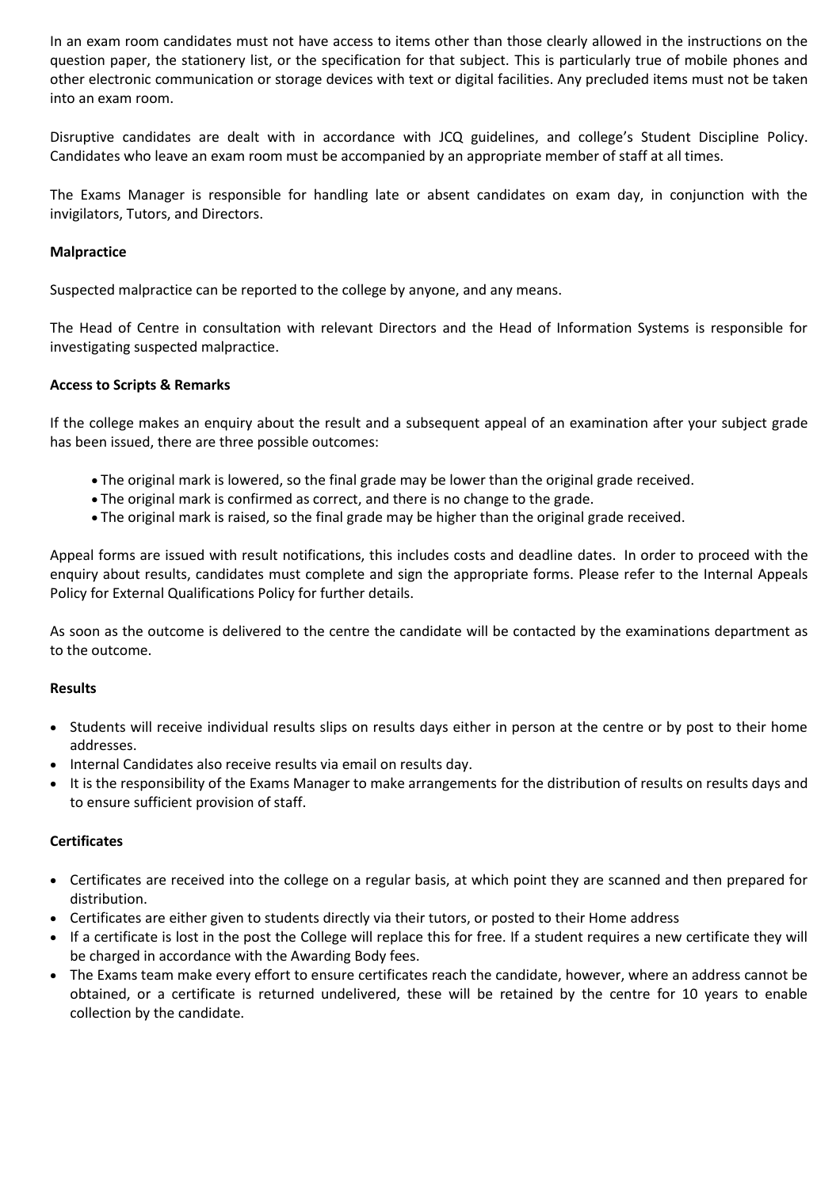In an exam room candidates must not have access to items other than those clearly allowed in the instructions on the question paper, the stationery list, or the specification for that subject. This is particularly true of mobile phones and other electronic communication or storage devices with text or digital facilities. Any precluded items must not be taken into an exam room.

Disruptive candidates are dealt with in accordance with JCQ guidelines, and college's Student Discipline Policy. Candidates who leave an exam room must be accompanied by an appropriate member of staff at all times.

The Exams Manager is responsible for handling late or absent candidates on exam day, in conjunction with the invigilators, Tutors, and Directors.

**Malpractice**

Suspected malpractice can be reported to the college by anyone, and any means.

The Head of Centre in consultation with relevant Directors and the Head of Information Systems is responsible for investigating suspected malpractice.

**Access to Scripts & Remarks**

If the college makes an enquiry about the result and a subsequent appeal of an examination after your subject grade has been issued, there are three possible outcomes:

- The original mark is lowered, so the final grade may be lower than the original grade received.
- The original mark is confirmed as correct, and there is no change to the grade.
- The original mark is raised, so the final grade may be higher than the original grade received.

Appeal forms are issued with result notifications, this includes costs and deadline dates. In order to proceed with the enquiry about results, candidates must complete and sign the appropriate forms. Please refer to the Internal Appeals Policy for External Qualifications Policy for further details.

As soon as the outcome is delivered to the centre the candidate will be contacted by the examinations department as to the outcome.

**Results**

- Students will receive individual results slips on results days either in person at the centre or by post to their home addresses.
- Internal Candidates also receive results via email on results day.
- It is the responsibility of the Exams Manager to make arrangements for the distribution of results on results days and to ensure sufficient provision of staff.

**Certificates**

- Certificates are received into the college on a regular basis, at which point they are scanned and then prepared for distribution.
- Certificates are either given to students directly via their tutors, or posted to their Home address
- If a certificate is lost in the post the College will replace this for free. If a student requires a new certificate they will be charged in accordance with the Awarding Body fees.
- The Exams team make every effort to ensure certificates reach the candidate, however, where an address cannot be obtained, or a certificate is returned undelivered, these will be retained by the centre for 10 years to enable collection by the candidate.